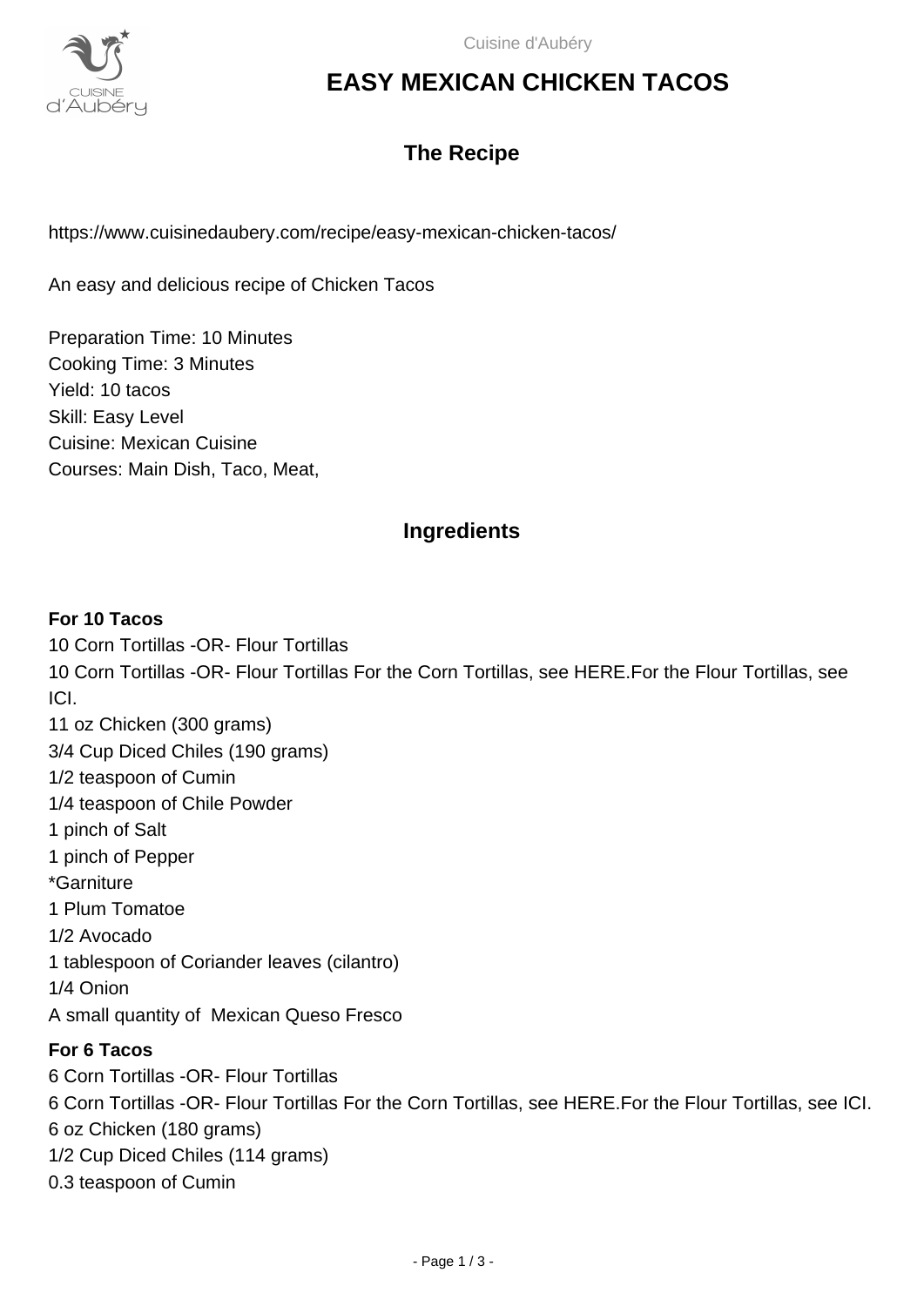# EASY MEXICAN CHICKEN TACOS

## The Recipe

https://www.cuisinedaubery.com/recipe/easy-mexican-chicken-tacos/

An easy and delicious recipe of Chicken Tacos

Preparation Time: 10 Minutes
Cooking Time: 3 Minutes
Yield: 10 tacos
Skill: Easy Level
Cuisine: Mexican Cuisine
Courses: Main Dish, Taco, Meat,

## Ingredients

**For 10 Tacos**

10 Corn Tortillas -OR- Flour Tortillas
10 Corn Tortillas -OR- Flour Tortillas For the Corn Tortillas, see HERE.For the Flour Tortillas, see ICI.
11 oz Chicken (300 grams)
3/4 Cup Diced Chiles (190 grams)
1/2 teaspoon of Cumin
1/4 teaspoon of Chile Powder
1 pinch of Salt
1 pinch of Pepper
*Garniture
1 Plum Tomatoe
1/2 Avocado
1 tablespoon of Coriander leaves (cilantro)
1/4 Onion
A small quantity of Mexican Queso Fresco

**For 6 Tacos**

6 Corn Tortillas -OR- Flour Tortillas
6 Corn Tortillas -OR- Flour Tortillas For the Corn Tortillas, see HERE.For the Flour Tortillas, see ICI.
6 oz Chicken (180 grams)
1/2 Cup Diced Chiles (114 grams)
0.3 teaspoon of Cumin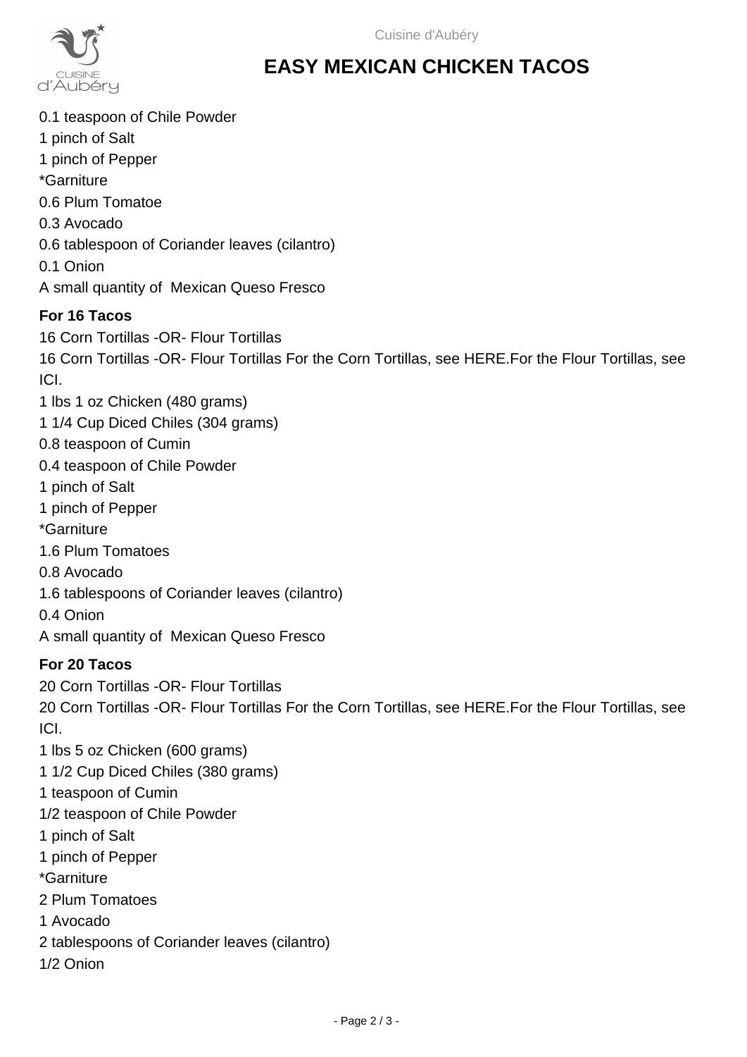0.1 teaspoon of Chile Powder
1 pinch of Salt
1 pinch of Pepper
*Garniture
0.6 Plum Tomatoe
0.3 Avocado
0.6 tablespoon of Coriander leaves (cilantro)
0.1 Onion
A small quantity of  Mexican Queso Fresco

**For 16 Tacos**

16 Corn Tortillas -OR- Flour Tortillas
16 Corn Tortillas -OR- Flour Tortillas For the Corn Tortillas, see HERE.For the Flour Tortillas, see ICI.
1 lbs 1 oz Chicken (480 grams)
1 1/4 Cup Diced Chiles (304 grams)
0.8 teaspoon of Cumin
0.4 teaspoon of Chile Powder
1 pinch of Salt
1 pinch of Pepper
*Garniture
1.6 Plum Tomatoes
0.8 Avocado
1.6 tablespoons of Coriander leaves (cilantro)
0.4 Onion
A small quantity of  Mexican Queso Fresco

**For 20 Tacos**

20 Corn Tortillas -OR- Flour Tortillas
20 Corn Tortillas -OR- Flour Tortillas For the Corn Tortillas, see HERE.For the Flour Tortillas, see ICI.
1 lbs 5 oz Chicken (600 grams)
1 1/2 Cup Diced Chiles (380 grams)
1 teaspoon of Cumin
1/2 teaspoon of Chile Powder
1 pinch of Salt
1 pinch of Pepper
*Garniture
2 Plum Tomatoes
1 Avocado
2 tablespoons of Coriander leaves (cilantro)
1/2 Onion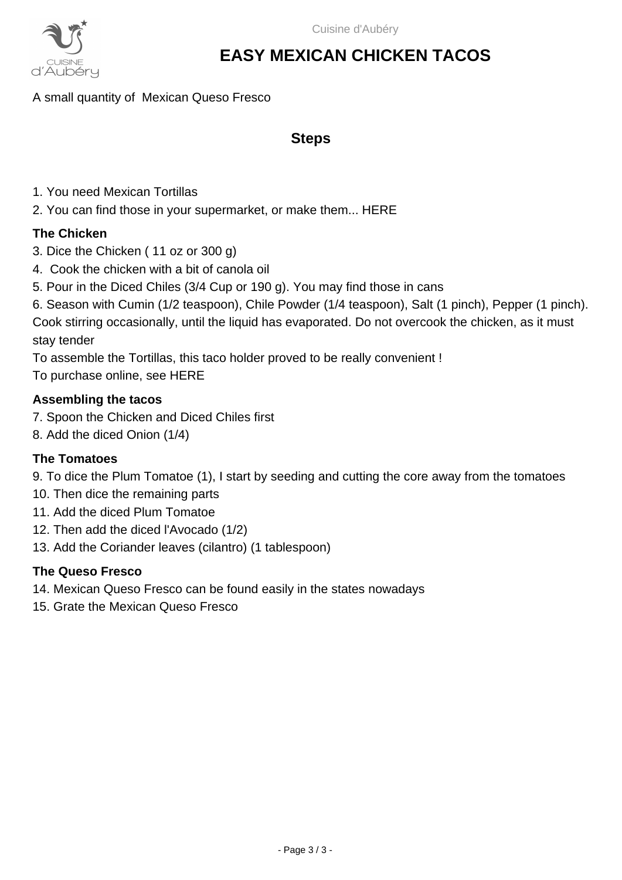A small quantity of  Mexican Queso Fresco

## Steps

1. You need Mexican Tortillas
2. You can find those in your supermarket, or make them... HERE

### The Chicken

3. Dice the Chicken ( 11 oz or 300 g)
4. Cook the chicken with a bit of canola oil
5. Pour in the Diced Chiles (3/4 Cup or 190 g). You may find those in cans
6. Season with Cumin (1/2 teaspoon), Chile Powder (1/4 teaspoon), Salt (1 pinch), Pepper (1 pinch). Cook stirring occasionally, until the liquid has evaporated. Do not overcook the chicken, as it must stay tender

To assemble the Tortillas, this taco holder proved to be really convenient !
To purchase online, see HERE

### Assembling the tacos

7. Spoon the Chicken and Diced Chiles first
8. Add the diced Onion (1/4)

### The Tomatoes

9. To dice the Plum Tomatoe (1), I start by seeding and cutting the core away from the tomatoes
10. Then dice the remaining parts
11. Add the diced Plum Tomatoe
12. Then add the diced l'Avocado (1/2)
13. Add the Coriander leaves (cilantro) (1 tablespoon)

### The Queso Fresco

14. Mexican Queso Fresco can be found easily in the states nowadays
15. Grate the Mexican Queso Fresco